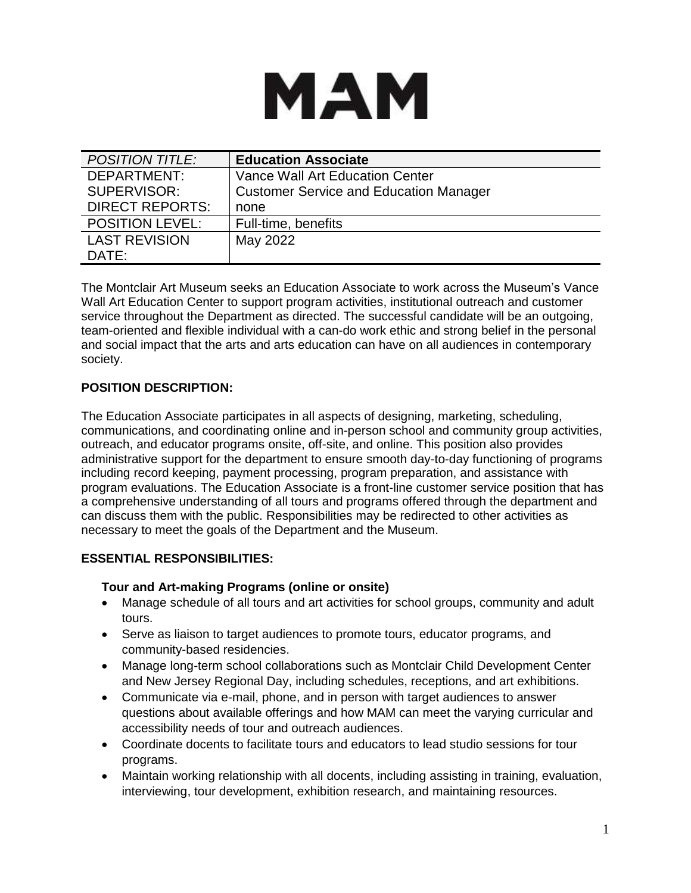# MAM

| *POSITION TITLE:* | **Education Associate** |
|---|---|
| DEPARTMENT: | Vance Wall Art Education Center |
| SUPERVISOR: | Customer Service and Education Manager |
| DIRECT REPORTS: | none |
| POSITION LEVEL: | Full-time, benefits |
| LAST REVISION DATE: | May 2022 |

The Montclair Art Museum seeks an Education Associate to work across the Museum's Vance Wall Art Education Center to support program activities, institutional outreach and customer service throughout the Department as directed. The successful candidate will be an outgoing, team-oriented and flexible individual with a can-do work ethic and strong belief in the personal and social impact that the arts and arts education can have on all audiences in contemporary society.

## POSITION DESCRIPTION:

The Education Associate participates in all aspects of designing, marketing, scheduling, communications, and coordinating online and in-person school and community group activities, outreach, and educator programs onsite, off-site, and online. This position also provides administrative support for the department to ensure smooth day-to-day functioning of programs including record keeping, payment processing, program preparation, and assistance with program evaluations. The Education Associate is a front-line customer service position that has a comprehensive understanding of all tours and programs offered through the department and can discuss them with the public. Responsibilities may be redirected to other activities as necessary to meet the goals of the Department and the Museum.

## ESSENTIAL RESPONSIBILITIES:

### Tour and Art-making Programs (online or onsite)

- Manage schedule of all tours and art activities for school groups, community and adult tours.
- Serve as liaison to target audiences to promote tours, educator programs, and community-based residencies.
- Manage long-term school collaborations such as Montclair Child Development Center and New Jersey Regional Day, including schedules, receptions, and art exhibitions.
- Communicate via e-mail, phone, and in person with target audiences to answer questions about available offerings and how MAM can meet the varying curricular and accessibility needs of tour and outreach audiences.
- Coordinate docents to facilitate tours and educators to lead studio sessions for tour programs.
- Maintain working relationship with all docents, including assisting in training, evaluation, interviewing, tour development, exhibition research, and maintaining resources.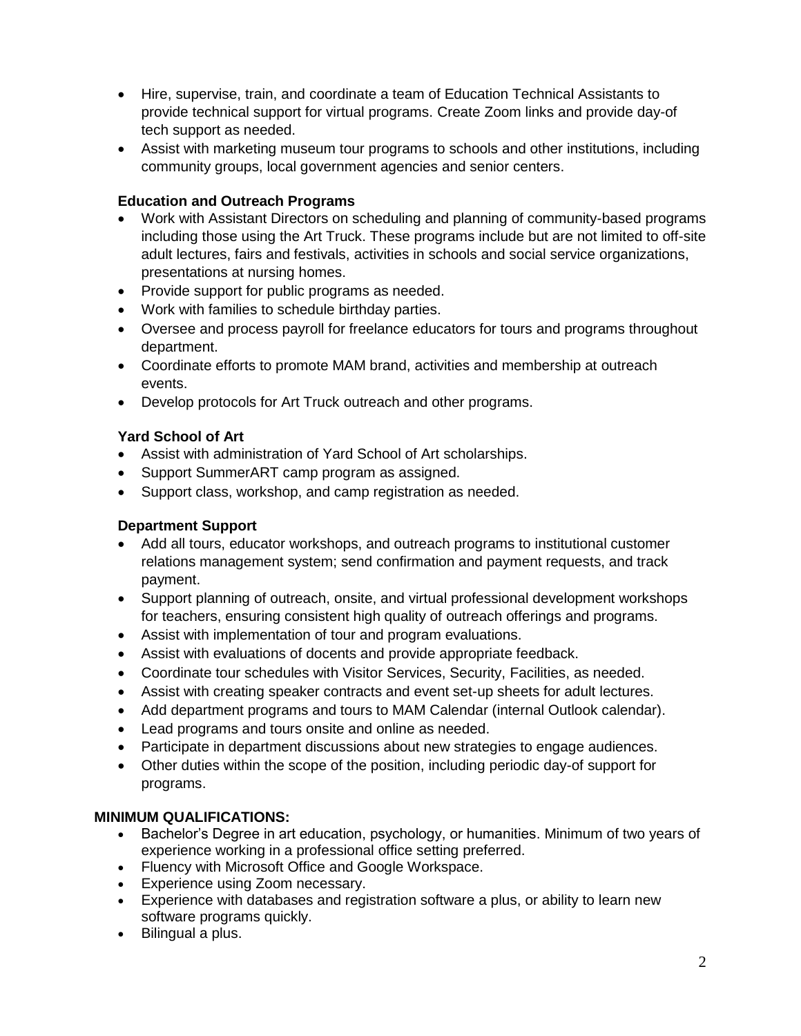- Hire, supervise, train, and coordinate a team of Education Technical Assistants to provide technical support for virtual programs. Create Zoom links and provide day-of tech support as needed.
- Assist with marketing museum tour programs to schools and other institutions, including community groups, local government agencies and senior centers.

**Education and Outreach Programs**

- Work with Assistant Directors on scheduling and planning of community-based programs including those using the Art Truck. These programs include but are not limited to off-site adult lectures, fairs and festivals, activities in schools and social service organizations, presentations at nursing homes.
- Provide support for public programs as needed.
- Work with families to schedule birthday parties.
- Oversee and process payroll for freelance educators for tours and programs throughout department.
- Coordinate efforts to promote MAM brand, activities and membership at outreach events.
- Develop protocols for Art Truck outreach and other programs.

**Yard School of Art**

- Assist with administration of Yard School of Art scholarships.
- Support SummerART camp program as assigned.
- Support class, workshop, and camp registration as needed.

**Department Support**

- Add all tours, educator workshops, and outreach programs to institutional customer relations management system; send confirmation and payment requests, and track payment.
- Support planning of outreach, onsite, and virtual professional development workshops for teachers, ensuring consistent high quality of outreach offerings and programs.
- Assist with implementation of tour and program evaluations.
- Assist with evaluations of docents and provide appropriate feedback.
- Coordinate tour schedules with Visitor Services, Security, Facilities, as needed.
- Assist with creating speaker contracts and event set-up sheets for adult lectures.
- Add department programs and tours to MAM Calendar (internal Outlook calendar).
- Lead programs and tours onsite and online as needed.
- Participate in department discussions about new strategies to engage audiences.
- Other duties within the scope of the position, including periodic day-of support for programs.

**MINIMUM QUALIFICATIONS:**

- Bachelor's Degree in art education, psychology, or humanities. Minimum of two years of experience working in a professional office setting preferred.
- Fluency with Microsoft Office and Google Workspace.
- Experience using Zoom necessary.
- Experience with databases and registration software a plus, or ability to learn new software programs quickly.
- Bilingual a plus.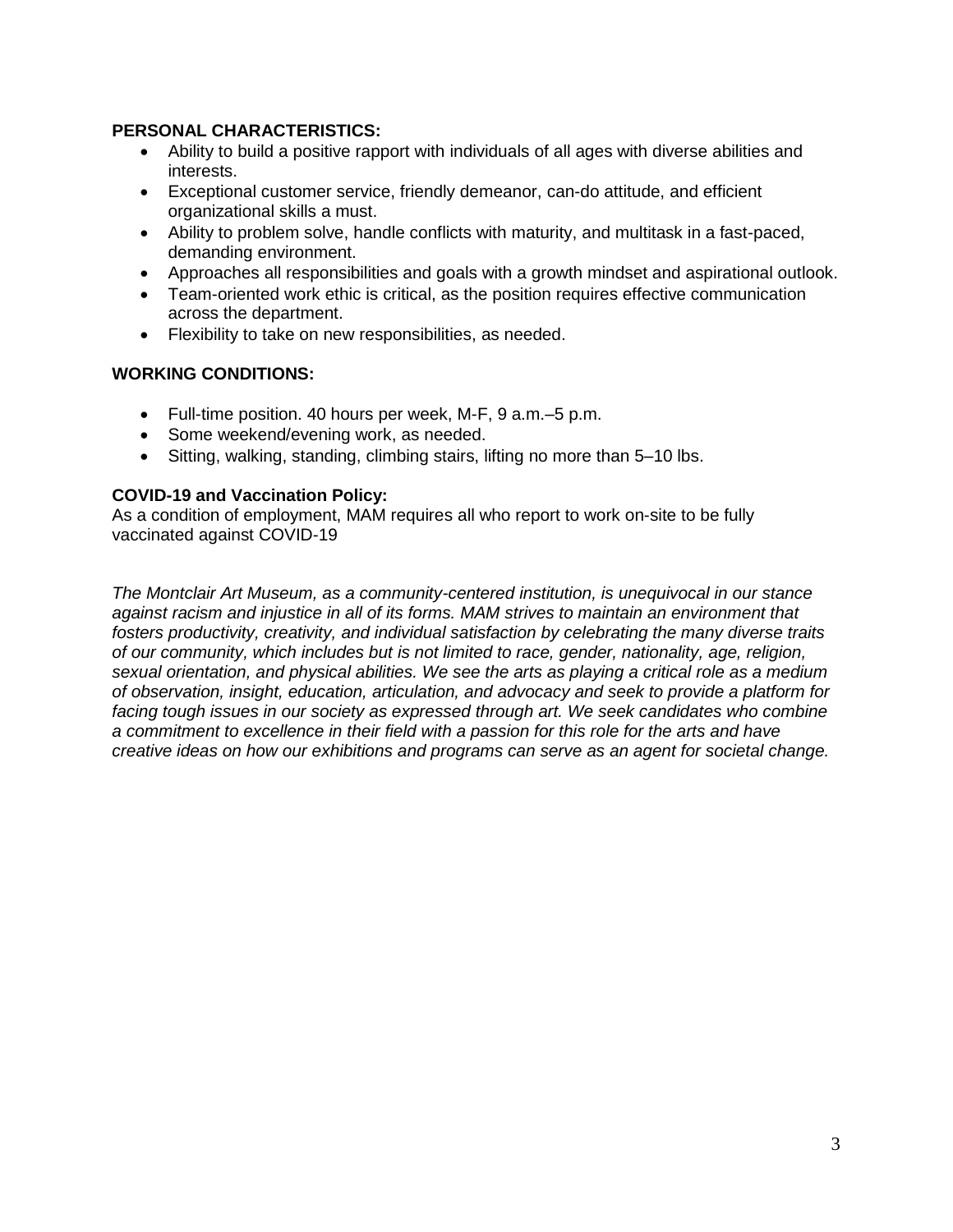**PERSONAL CHARACTERISTICS:**

- Ability to build a positive rapport with individuals of all ages with diverse abilities and interests.
- Exceptional customer service, friendly demeanor, can-do attitude, and efficient organizational skills a must.
- Ability to problem solve, handle conflicts with maturity, and multitask in a fast-paced, demanding environment.
- Approaches all responsibilities and goals with a growth mindset and aspirational outlook.
- Team-oriented work ethic is critical, as the position requires effective communication across the department.
- Flexibility to take on new responsibilities, as needed.

**WORKING CONDITIONS:**

- Full-time position. 40 hours per week, M-F, 9 a.m.–5 p.m.
- Some weekend/evening work, as needed.
- Sitting, walking, standing, climbing stairs, lifting no more than 5–10 lbs.

**COVID-19 and Vaccination Policy:**

As a condition of employment, MAM requires all who report to work on-site to be fully vaccinated against COVID-19

*The Montclair Art Museum, as a community-centered institution, is unequivocal in our stance against racism and injustice in all of its forms. MAM strives to maintain an environment that fosters productivity, creativity, and individual satisfaction by celebrating the many diverse traits of our community, which includes but is not limited to race, gender, nationality, age, religion, sexual orientation, and physical abilities. We see the arts as playing a critical role as a medium of observation, insight, education, articulation, and advocacy and seek to provide a platform for facing tough issues in our society as expressed through art. We seek candidates who combine a commitment to excellence in their field with a passion for this role for the arts and have creative ideas on how our exhibitions and programs can serve as an agent for societal change.*